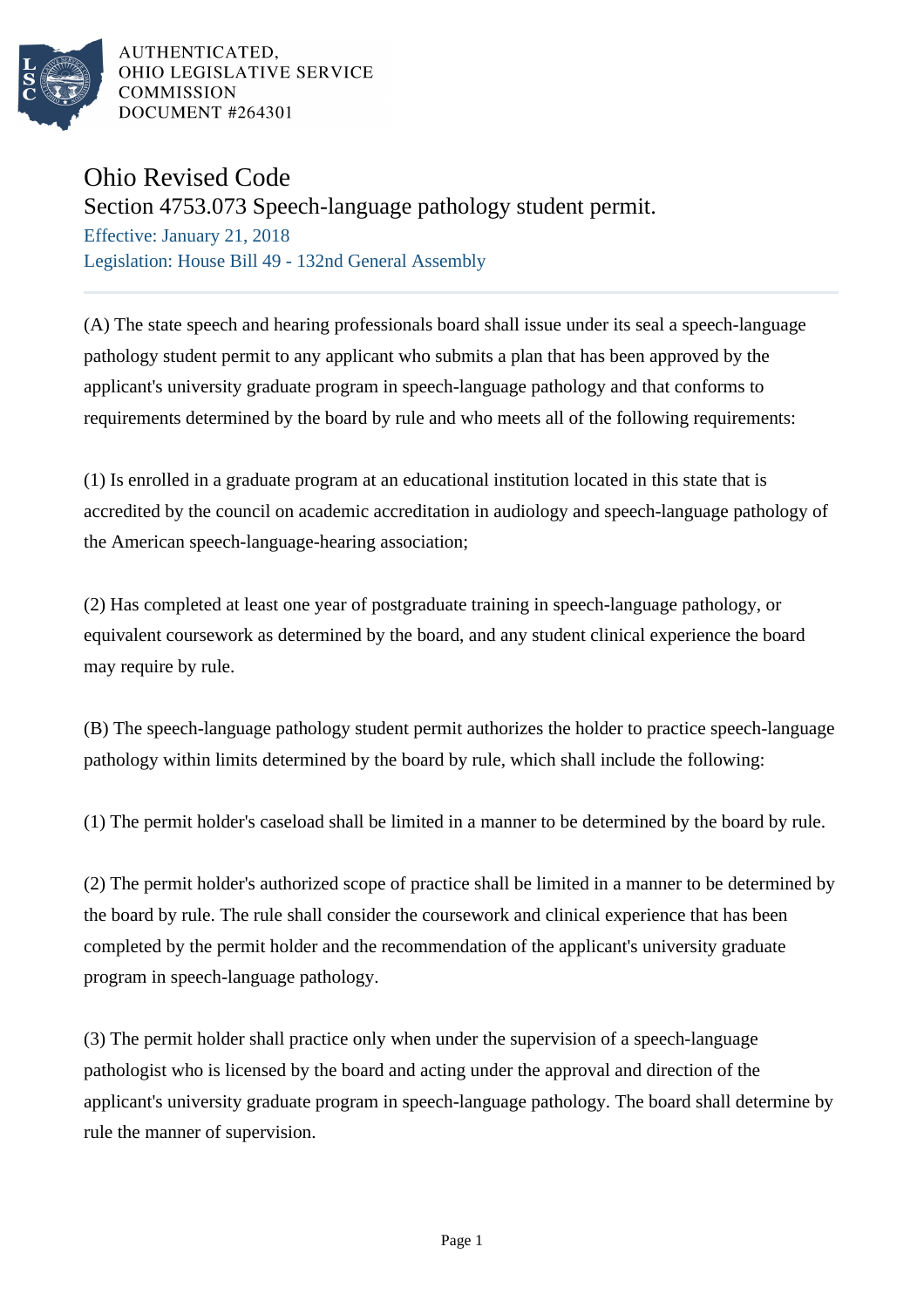AUTHENTICATED,
OHIO LEGISLATIVE SERVICE
COMMISSION
DOCUMENT #264301

# Ohio Revised Code

## Section 4753.073 Speech-language pathology student permit.

Effective: January 21, 2018

Legislation: House Bill 49 - 132nd General Assembly

---

(A) The state speech and hearing professionals board shall issue under its seal a speech-language pathology student permit to any applicant who submits a plan that has been approved by the applicant's university graduate program in speech-language pathology and that conforms to requirements determined by the board by rule and who meets all of the following requirements:

(1) Is enrolled in a graduate program at an educational institution located in this state that is accredited by the council on academic accreditation in audiology and speech-language pathology of the American speech-language-hearing association;

(2) Has completed at least one year of postgraduate training in speech-language pathology, or equivalent coursework as determined by the board, and any student clinical experience the board may require by rule.

(B) The speech-language pathology student permit authorizes the holder to practice speech-language pathology within limits determined by the board by rule, which shall include the following:

(1) The permit holder's caseload shall be limited in a manner to be determined by the board by rule.

(2) The permit holder's authorized scope of practice shall be limited in a manner to be determined by the board by rule. The rule shall consider the coursework and clinical experience that has been completed by the permit holder and the recommendation of the applicant's university graduate program in speech-language pathology.

(3) The permit holder shall practice only when under the supervision of a speech-language pathologist who is licensed by the board and acting under the approval and direction of the applicant's university graduate program in speech-language pathology. The board shall determine by rule the manner of supervision.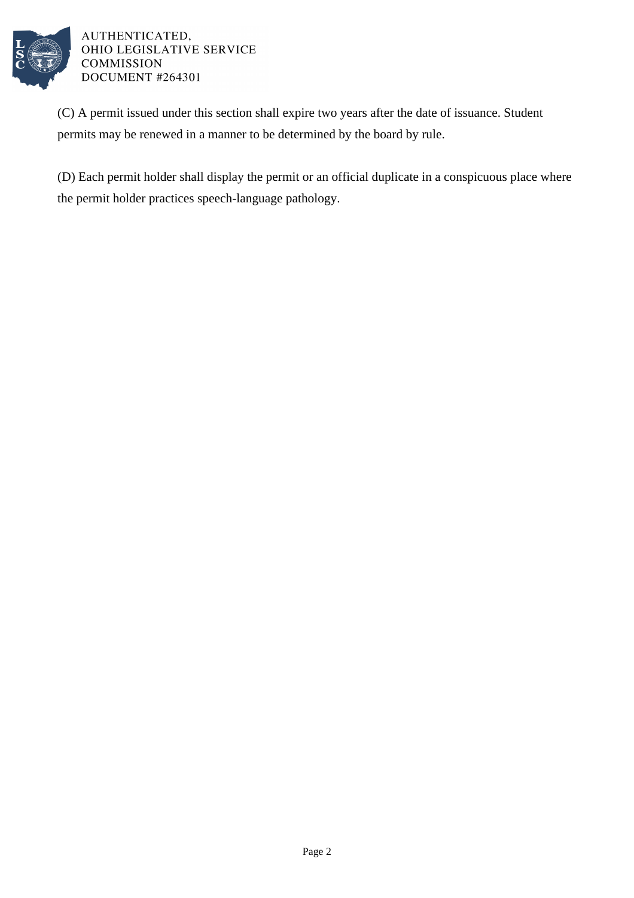(C) A permit issued under this section shall expire two years after the date of issuance. Student permits may be renewed in a manner to be determined by the board by rule.

(D) Each permit holder shall display the permit or an official duplicate in a conspicuous place where the permit holder practices speech-language pathology.